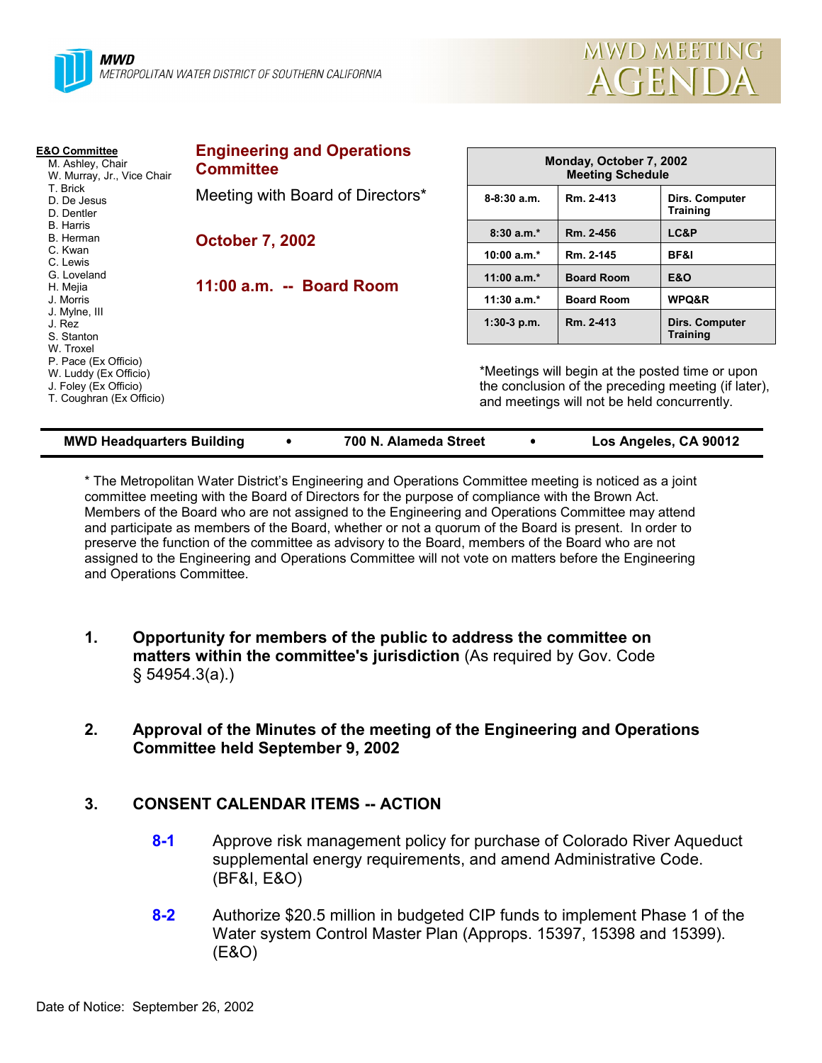**MWD**
METROPOLITAN WATER DISTRICT OF SOUTHERN CALIFORNIA

# MWD MEETING AGENDA

**E&O Committee**
M. Ashley, Chair
W. Murray, Jr., Vice Chair
T. Brick
D. De Jesus
D. Dentler
B. Harris
B. Herman
C. Kwan
C. Lewis
G. Loveland
H. Mejia
J. Morris
J. Mylne, III
J. Rez
S. Stanton
W. Troxel
P. Pace (Ex Officio)
W. Luddy (Ex Officio)
J. Foley (Ex Officio)
T. Coughran (Ex Officio)

## Engineering and Operations Committee

Meeting with Board of Directors*

**October 7, 2002**

**11:00 a.m. -- Board Room**

| Monday, October 7, 2002 Meeting Schedule | | |
|---|---|---|
| 8-8:30 a.m. | Rm. 2-413 | Dirs. Computer Training |
| 8:30 a.m.* | Rm. 2-456 | LC&P |
| 10:00 a.m.* | Rm. 2-145 | BF&I |
| 11:00 a.m.* | Board Room | E&O |
| 11:30 a.m.* | Board Room | WPQ&R |
| 1:30-3 p.m. | Rm. 2-413 | Dirs. Computer Training |

*Meetings will begin at the posted time or upon the conclusion of the preceding meeting (if later), and meetings will not be held concurrently.

**MWD Headquarters Building • 700 N. Alameda Street • Los Angeles, CA 90012**

* The Metropolitan Water District's Engineering and Operations Committee meeting is noticed as a joint committee meeting with the Board of Directors for the purpose of compliance with the Brown Act. Members of the Board who are not assigned to the Engineering and Operations Committee may attend and participate as members of the Board, whether or not a quorum of the Board is present. In order to preserve the function of the committee as advisory to the Board, members of the Board who are not assigned to the Engineering and Operations Committee will not vote on matters before the Engineering and Operations Committee.

1. **Opportunity for members of the public to address the committee on matters within the committee's jurisdiction** (As required by Gov. Code § 54954.3(a).)

2. **Approval of the Minutes of the meeting of the Engineering and Operations Committee held September 9, 2002**

3. **CONSENT CALENDAR ITEMS -- ACTION**

   **8-1** Approve risk management policy for purchase of Colorado River Aqueduct supplemental energy requirements, and amend Administrative Code. (BF&I, E&O)

   **8-2** Authorize $20.5 million in budgeted CIP funds to implement Phase 1 of the Water system Control Master Plan (Approps. 15397, 15398 and 15399). (E&O)

Date of Notice: September 26, 2002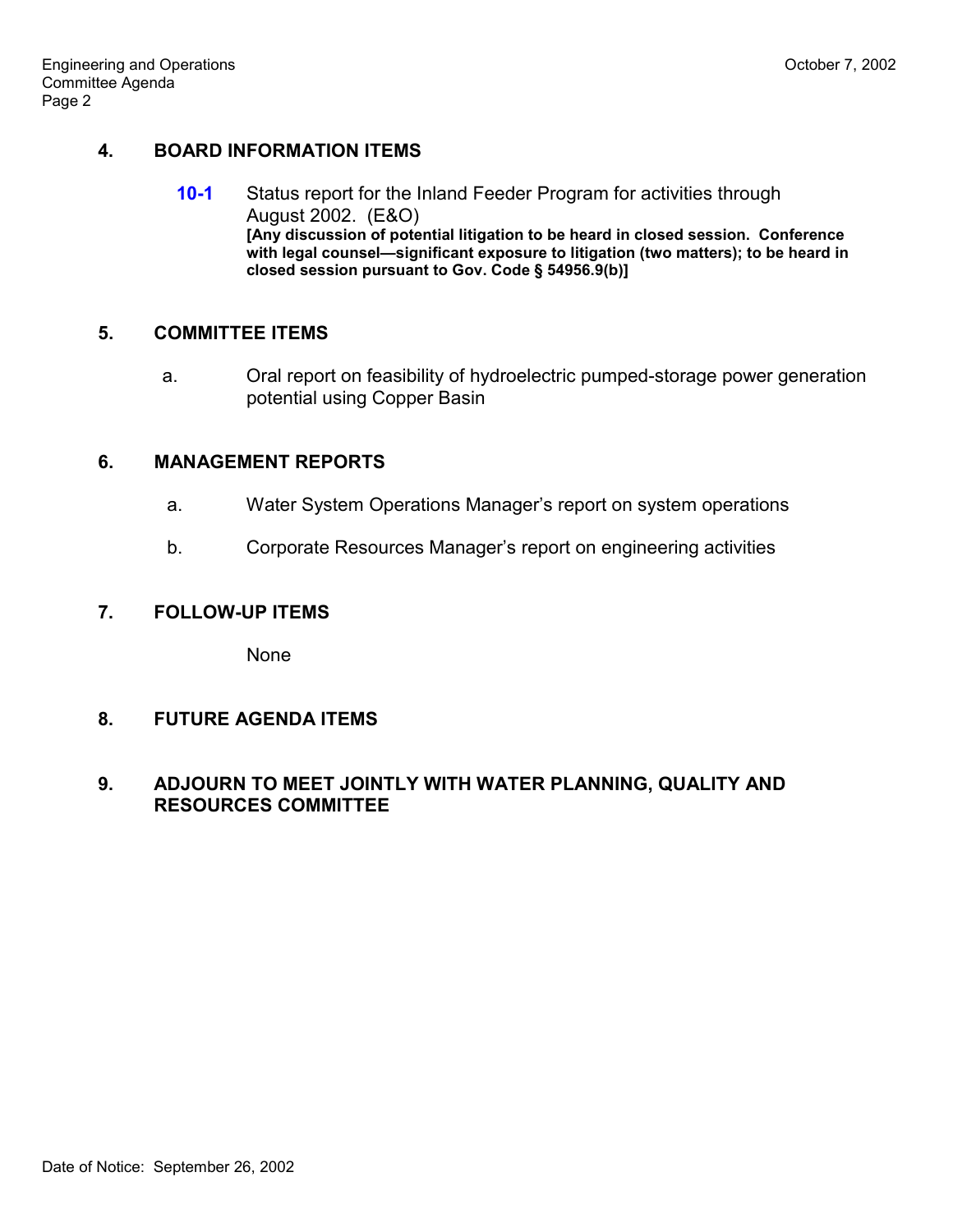## 4. BOARD INFORMATION ITEMS

**10-1** Status report for the Inland Feeder Program for activities through August 2002. (E&O)
**[Any discussion of potential litigation to be heard in closed session. Conference with legal counsel—significant exposure to litigation (two matters); to be heard in closed session pursuant to Gov. Code § 54956.9(b)]**

## 5. COMMITTEE ITEMS

a. Oral report on feasibility of hydroelectric pumped-storage power generation potential using Copper Basin

## 6. MANAGEMENT REPORTS

a. Water System Operations Manager's report on system operations

b. Corporate Resources Manager's report on engineering activities

## 7. FOLLOW-UP ITEMS

None

## 8. FUTURE AGENDA ITEMS

## 9. ADJOURN TO MEET JOINTLY WITH WATER PLANNING, QUALITY AND RESOURCES COMMITTEE

Date of Notice: September 26, 2002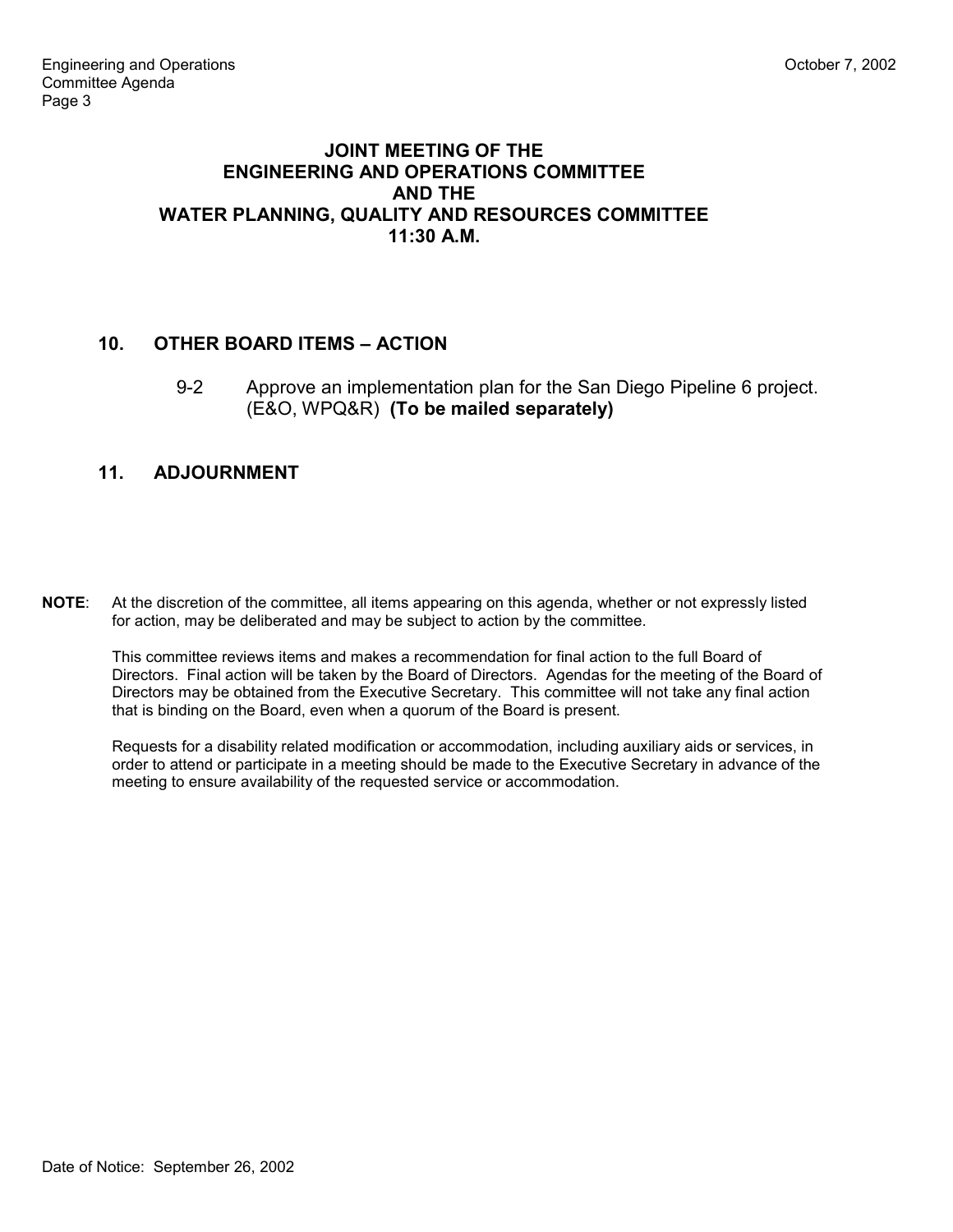## JOINT MEETING OF THE ENGINEERING AND OPERATIONS COMMITTEE AND THE WATER PLANNING, QUALITY AND RESOURCES COMMITTEE 11:30 A.M.

### 10. OTHER BOARD ITEMS – ACTION

9-2 Approve an implementation plan for the San Diego Pipeline 6 project. (E&O, WPQ&R) **(To be mailed separately)**

### 11. ADJOURNMENT

**NOTE**: At the discretion of the committee, all items appearing on this agenda, whether or not expressly listed for action, may be deliberated and may be subject to action by the committee.

This committee reviews items and makes a recommendation for final action to the full Board of Directors. Final action will be taken by the Board of Directors. Agendas for the meeting of the Board of Directors may be obtained from the Executive Secretary. This committee will not take any final action that is binding on the Board, even when a quorum of the Board is present.

Requests for a disability related modification or accommodation, including auxiliary aids or services, in order to attend or participate in a meeting should be made to the Executive Secretary in advance of the meeting to ensure availability of the requested service or accommodation.

Date of Notice: September 26, 2002